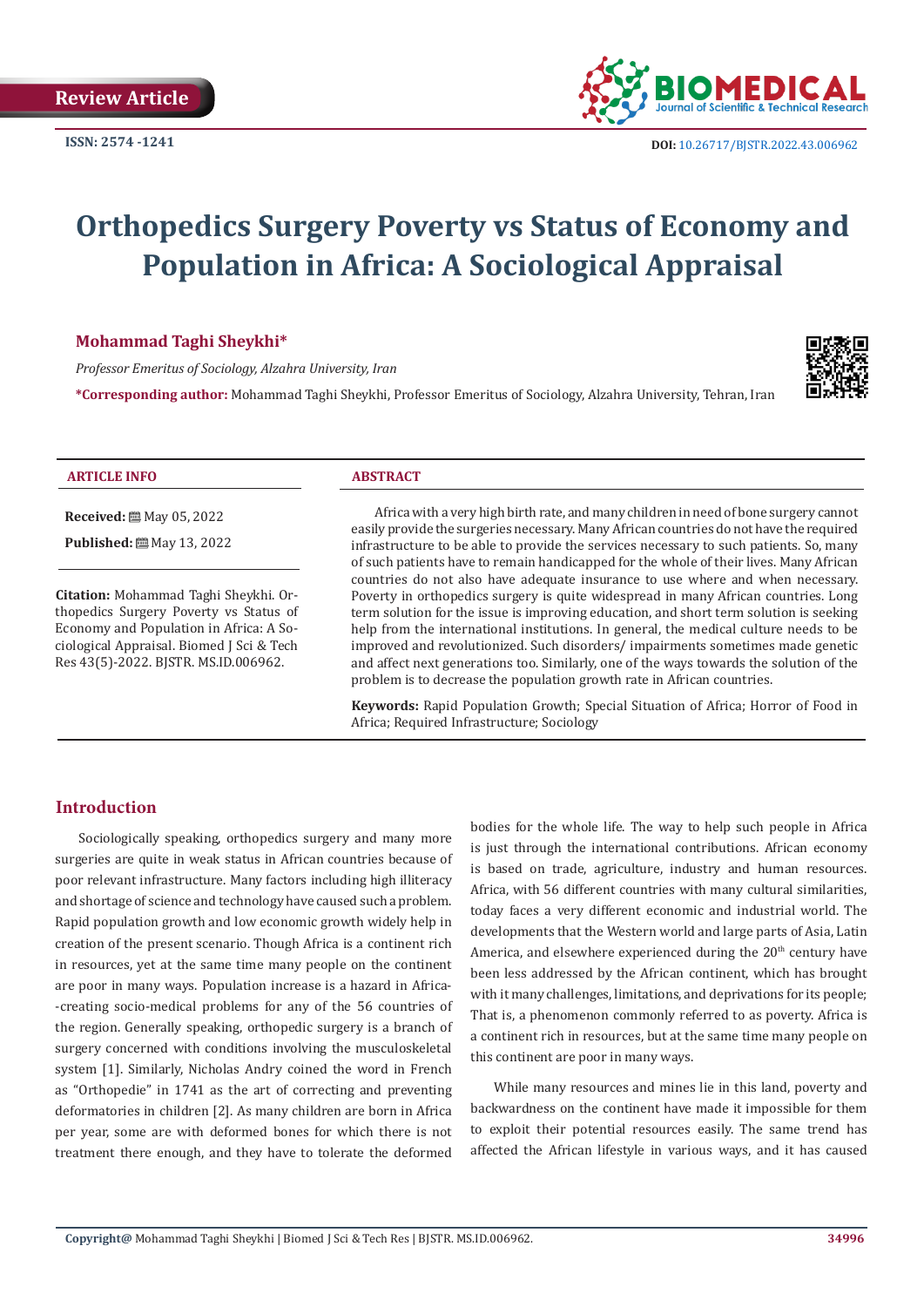Review Article

ISSN: 2574 -1241

DOI: 10.26717/BJSTR.2022.43.006962

# Orthopedics Surgery Poverty vs Status of Economy and Population in Africa: A Sociological Appraisal

**Mohammad Taghi Sheykhi***

*Professor Emeritus of Sociology, Alzahra University, Iran*

***Corresponding author:** Mohammad Taghi Sheykhi, Professor Emeritus of Sociology, Alzahra University, Tehran, Iran

**ARTICLE INFO**

**Received:** May 05, 2022

**Published:** May 13, 2022

**Citation:** Mohammad Taghi Sheykhi. Orthopedics Surgery Poverty vs Status of Economy and Population in Africa: A Sociological Appraisal. Biomed J Sci & Tech Res 43(5)-2022. BJSTR. MS.ID.006962.

**ABSTRACT**

Africa with a very high birth rate, and many children in need of bone surgery cannot easily provide the surgeries necessary. Many African countries do not have the required infrastructure to be able to provide the services necessary to such patients. So, many of such patients have to remain handicapped for the whole of their lives. Many African countries do not also have adequate insurance to use where and when necessary. Poverty in orthopedics surgery is quite widespread in many African countries. Long term solution for the issue is improving education, and short term solution is seeking help from the international institutions. In general, the medical culture needs to be improved and revolutionized. Such disorders/ impairments sometimes made genetic and affect next generations too. Similarly, one of the ways towards the solution of the problem is to decrease the population growth rate in African countries.

**Keywords:** Rapid Population Growth; Special Situation of Africa; Horror of Food in Africa; Required Infrastructure; Sociology

## Introduction

Sociologically speaking, orthopedics surgery and many more surgeries are quite in weak status in African countries because of poor relevant infrastructure. Many factors including high illiteracy and shortage of science and technology have caused such a problem. Rapid population growth and low economic growth widely help in creation of the present scenario. Though Africa is a continent rich in resources, yet at the same time many people on the continent are poor in many ways. Population increase is a hazard in Africa--creating socio-medical problems for any of the 56 countries of the region. Generally speaking, orthopedic surgery is a branch of surgery concerned with conditions involving the musculoskeletal system [1]. Similarly, Nicholas Andry coined the word in French as "Orthopedie" in 1741 as the art of correcting and preventing deformatories in children [2]. As many children are born in Africa per year, some are with deformed bones for which there is not treatment there enough, and they have to tolerate the deformed bodies for the whole life. The way to help such people in Africa is just through the international contributions. African economy is based on trade, agriculture, industry and human resources. Africa, with 56 different countries with many cultural similarities, today faces a very different economic and industrial world. The developments that the Western world and large parts of Asia, Latin America, and elsewhere experienced during the 20th century have been less addressed by the African continent, which has brought with it many challenges, limitations, and deprivations for its people; That is, a phenomenon commonly referred to as poverty. Africa is a continent rich in resources, but at the same time many people on this continent are poor in many ways.

While many resources and mines lie in this land, poverty and backwardness on the continent have made it impossible for them to exploit their potential resources easily. The same trend has affected the African lifestyle in various ways, and it has caused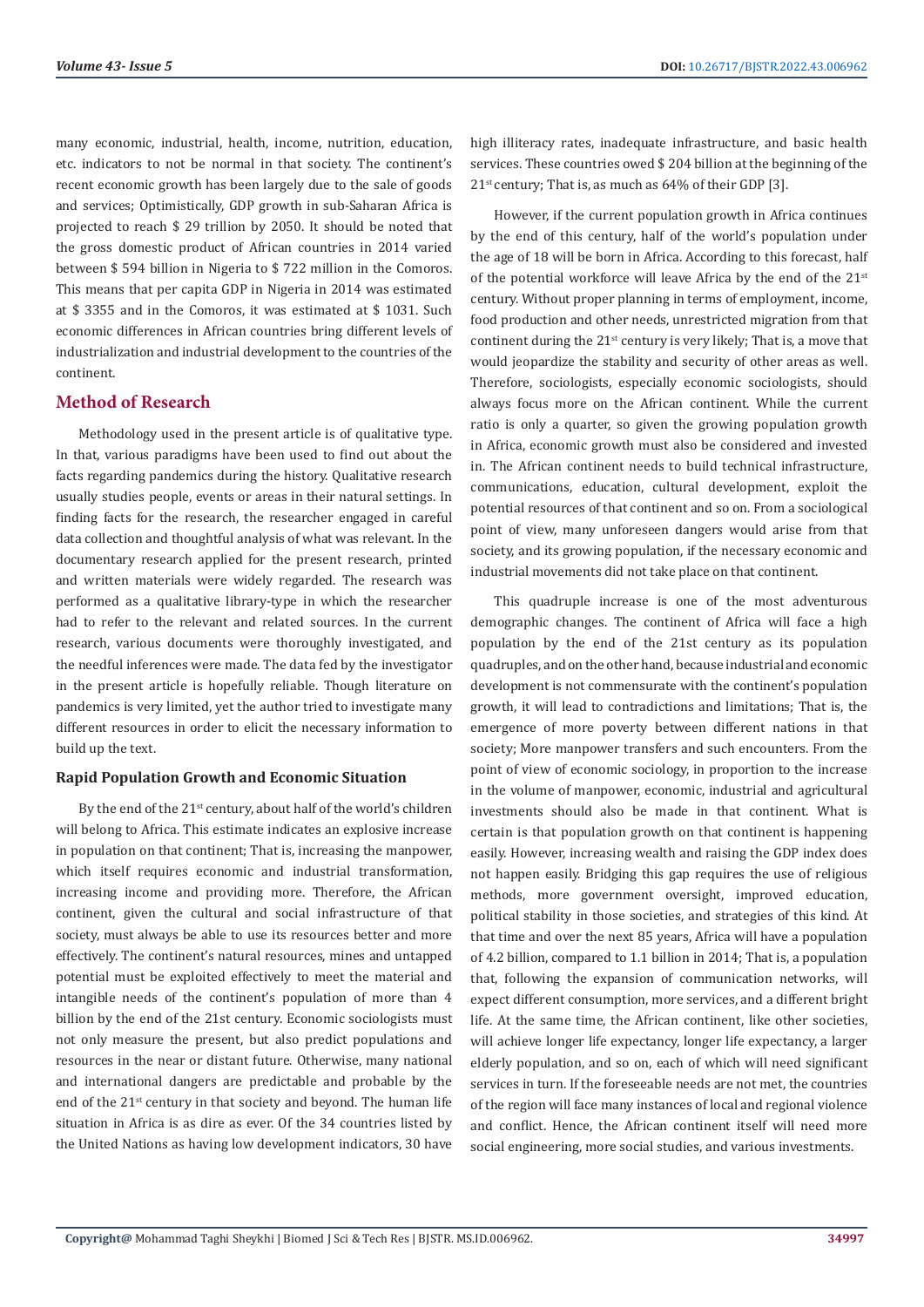many economic, industrial, health, income, nutrition, education, etc. indicators to not be normal in that society. The continent's recent economic growth has been largely due to the sale of goods and services; Optimistically, GDP growth in sub-Saharan Africa is projected to reach $ 29 trillion by 2050. It should be noted that the gross domestic product of African countries in 2014 varied between $ 594 billion in Nigeria to $ 722 million in the Comoros. This means that per capita GDP in Nigeria in 2014 was estimated at $ 3355 and in the Comoros, it was estimated at $ 1031. Such economic differences in African countries bring different levels of industrialization and industrial development to the countries of the continent.

## Method of Research

Methodology used in the present article is of qualitative type. In that, various paradigms have been used to find out about the facts regarding pandemics during the history. Qualitative research usually studies people, events or areas in their natural settings. In finding facts for the research, the researcher engaged in careful data collection and thoughtful analysis of what was relevant. In the documentary research applied for the present research, printed and written materials were widely regarded. The research was performed as a qualitative library-type in which the researcher had to refer to the relevant and related sources. In the current research, various documents were thoroughly investigated, and the needful inferences were made. The data fed by the investigator in the present article is hopefully reliable. Though literature on pandemics is very limited, yet the author tried to investigate many different resources in order to elicit the necessary information to build up the text.

### Rapid Population Growth and Economic Situation

By the end of the 21st century, about half of the world's children will belong to Africa. This estimate indicates an explosive increase in population on that continent; That is, increasing the manpower, which itself requires economic and industrial transformation, increasing income and providing more. Therefore, the African continent, given the cultural and social infrastructure of that society, must always be able to use its resources better and more effectively. The continent's natural resources, mines and untapped potential must be exploited effectively to meet the material and intangible needs of the continent's population of more than 4 billion by the end of the 21st century. Economic sociologists must not only measure the present, but also predict populations and resources in the near or distant future. Otherwise, many national and international dangers are predictable and probable by the end of the 21st century in that society and beyond. The human life situation in Africa is as dire as ever. Of the 34 countries listed by the United Nations as having low development indicators, 30 have high illiteracy rates, inadequate infrastructure, and basic health services. These countries owed $ 204 billion at the beginning of the 21st century; That is, as much as 64% of their GDP [3].

However, if the current population growth in Africa continues by the end of this century, half of the world's population under the age of 18 will be born in Africa. According to this forecast, half of the potential workforce will leave Africa by the end of the 21st century. Without proper planning in terms of employment, income, food production and other needs, unrestricted migration from that continent during the 21st century is very likely; That is, a move that would jeopardize the stability and security of other areas as well. Therefore, sociologists, especially economic sociologists, should always focus more on the African continent. While the current ratio is only a quarter, so given the growing population growth in Africa, economic growth must also be considered and invested in. The African continent needs to build technical infrastructure, communications, education, cultural development, exploit the potential resources of that continent and so on. From a sociological point of view, many unforeseen dangers would arise from that society, and its growing population, if the necessary economic and industrial movements did not take place on that continent.

This quadruple increase is one of the most adventurous demographic changes. The continent of Africa will face a high population by the end of the 21st century as its population quadruples, and on the other hand, because industrial and economic development is not commensurate with the continent's population growth, it will lead to contradictions and limitations; That is, the emergence of more poverty between different nations in that society; More manpower transfers and such encounters. From the point of view of economic sociology, in proportion to the increase in the volume of manpower, economic, industrial and agricultural investments should also be made in that continent. What is certain is that population growth on that continent is happening easily. However, increasing wealth and raising the GDP index does not happen easily. Bridging this gap requires the use of religious methods, more government oversight, improved education, political stability in those societies, and strategies of this kind. At that time and over the next 85 years, Africa will have a population of 4.2 billion, compared to 1.1 billion in 2014; That is, a population that, following the expansion of communication networks, will expect different consumption, more services, and a different bright life. At the same time, the African continent, like other societies, will achieve longer life expectancy, longer life expectancy, a larger elderly population, and so on, each of which will need significant services in turn. If the foreseeable needs are not met, the countries of the region will face many instances of local and regional violence and conflict. Hence, the African continent itself will need more social engineering, more social studies, and various investments.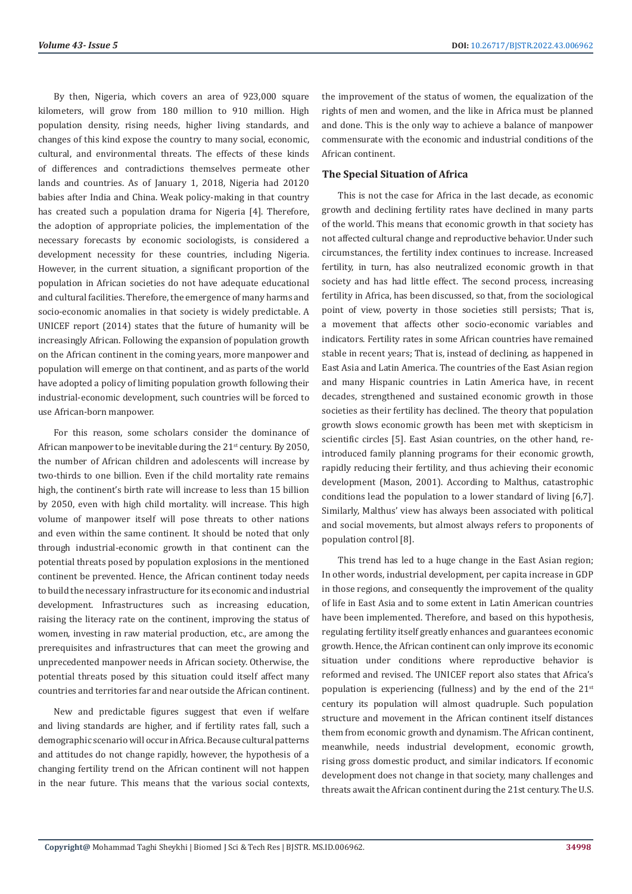By then, Nigeria, which covers an area of 923,000 square kilometers, will grow from 180 million to 910 million. High population density, rising needs, higher living standards, and changes of this kind expose the country to many social, economic, cultural, and environmental threats. The effects of these kinds of differences and contradictions themselves permeate other lands and countries. As of January 1, 2018, Nigeria had 20120 babies after India and China. Weak policy-making in that country has created such a population drama for Nigeria [4]. Therefore, the adoption of appropriate policies, the implementation of the necessary forecasts by economic sociologists, is considered a development necessity for these countries, including Nigeria. However, in the current situation, a significant proportion of the population in African societies do not have adequate educational and cultural facilities. Therefore, the emergence of many harms and socio-economic anomalies in that society is widely predictable. A UNICEF report (2014) states that the future of humanity will be increasingly African. Following the expansion of population growth on the African continent in the coming years, more manpower and population will emerge on that continent, and as parts of the world have adopted a policy of limiting population growth following their industrial-economic development, such countries will be forced to use African-born manpower.

For this reason, some scholars consider the dominance of African manpower to be inevitable during the 21st century. By 2050, the number of African children and adolescents will increase by two-thirds to one billion. Even if the child mortality rate remains high, the continent's birth rate will increase to less than 15 billion by 2050, even with high child mortality. will increase. This high volume of manpower itself will pose threats to other nations and even within the same continent. It should be noted that only through industrial-economic growth in that continent can the potential threats posed by population explosions in the mentioned continent be prevented. Hence, the African continent today needs to build the necessary infrastructure for its economic and industrial development. Infrastructures such as increasing education, raising the literacy rate on the continent, improving the status of women, investing in raw material production, etc., are among the prerequisites and infrastructures that can meet the growing and unprecedented manpower needs in African society. Otherwise, the potential threats posed by this situation could itself affect many countries and territories far and near outside the African continent.

New and predictable figures suggest that even if welfare and living standards are higher, and if fertility rates fall, such a demographic scenario will occur in Africa. Because cultural patterns and attitudes do not change rapidly, however, the hypothesis of a changing fertility trend on the African continent will not happen in the near future. This means that the various social contexts, the improvement of the status of women, the equalization of the rights of men and women, and the like in Africa must be planned and done. This is the only way to achieve a balance of manpower commensurate with the economic and industrial conditions of the African continent.

### The Special Situation of Africa

This is not the case for Africa in the last decade, as economic growth and declining fertility rates have declined in many parts of the world. This means that economic growth in that society has not affected cultural change and reproductive behavior. Under such circumstances, the fertility index continues to increase. Increased fertility, in turn, has also neutralized economic growth in that society and has had little effect. The second process, increasing fertility in Africa, has been discussed, so that, from the sociological point of view, poverty in those societies still persists; That is, a movement that affects other socio-economic variables and indicators. Fertility rates in some African countries have remained stable in recent years; That is, instead of declining, as happened in East Asia and Latin America. The countries of the East Asian region and many Hispanic countries in Latin America have, in recent decades, strengthened and sustained economic growth in those societies as their fertility has declined. The theory that population growth slows economic growth has been met with skepticism in scientific circles [5]. East Asian countries, on the other hand, re-introduced family planning programs for their economic growth, rapidly reducing their fertility, and thus achieving their economic development (Mason, 2001). According to Malthus, catastrophic conditions lead the population to a lower standard of living [6,7]. Similarly, Malthus' view has always been associated with political and social movements, but almost always refers to proponents of population control [8].

This trend has led to a huge change in the East Asian region; In other words, industrial development, per capita increase in GDP in those regions, and consequently the improvement of the quality of life in East Asia and to some extent in Latin American countries have been implemented. Therefore, and based on this hypothesis, regulating fertility itself greatly enhances and guarantees economic growth. Hence, the African continent can only improve its economic situation under conditions where reproductive behavior is reformed and revised. The UNICEF report also states that Africa's population is experiencing (fullness) and by the end of the 21st century its population will almost quadruple. Such population structure and movement in the African continent itself distances them from economic growth and dynamism. The African continent, meanwhile, needs industrial development, economic growth, rising gross domestic product, and similar indicators. If economic development does not change in that society, many challenges and threats await the African continent during the 21st century. The U.S.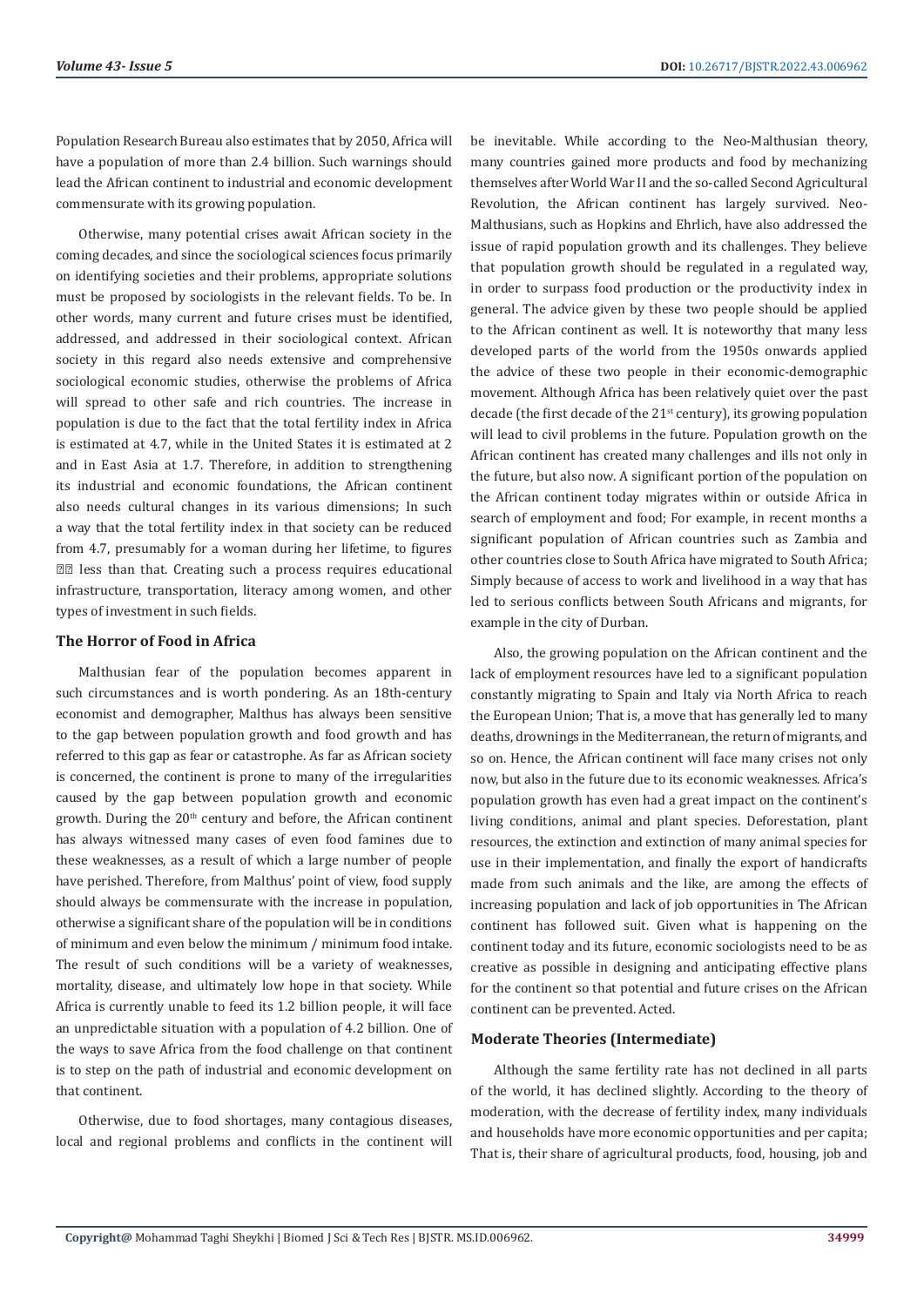Population Research Bureau also estimates that by 2050, Africa will have a population of more than 2.4 billion. Such warnings should lead the African continent to industrial and economic development commensurate with its growing population.

Otherwise, many potential crises await African society in the coming decades, and since the sociological sciences focus primarily on identifying societies and their problems, appropriate solutions must be proposed by sociologists in the relevant fields. To be. In other words, many current and future crises must be identified, addressed, and addressed in their sociological context. African society in this regard also needs extensive and comprehensive sociological economic studies, otherwise the problems of Africa will spread to other safe and rich countries. The increase in population is due to the fact that the total fertility index in Africa is estimated at 4.7, while in the United States it is estimated at 2 and in East Asia at 1.7. Therefore, in addition to strengthening its industrial and economic foundations, the African continent also needs cultural changes in its various dimensions; In such a way that the total fertility index in that society can be reduced from 4.7, presumably for a woman during her lifetime, to figures �� less than that. Creating such a process requires educational infrastructure, transportation, literacy among women, and other types of investment in such fields.

## The Horror of Food in Africa

Malthusian fear of the population becomes apparent in such circumstances and is worth pondering. As an 18th-century economist and demographer, Malthus has always been sensitive to the gap between population growth and food growth and has referred to this gap as fear or catastrophe. As far as African society is concerned, the continent is prone to many of the irregularities caused by the gap between population growth and economic growth. During the 20th century and before, the African continent has always witnessed many cases of even food famines due to these weaknesses, as a result of which a large number of people have perished. Therefore, from Malthus' point of view, food supply should always be commensurate with the increase in population, otherwise a significant share of the population will be in conditions of minimum and even below the minimum / minimum food intake. The result of such conditions will be a variety of weaknesses, mortality, disease, and ultimately low hope in that society. While Africa is currently unable to feed its 1.2 billion people, it will face an unpredictable situation with a population of 4.2 billion. One of the ways to save Africa from the food challenge on that continent is to step on the path of industrial and economic development on that continent.

Otherwise, due to food shortages, many contagious diseases, local and regional problems and conflicts in the continent will be inevitable. While according to the Neo-Malthusian theory, many countries gained more products and food by mechanizing themselves after World War II and the so-called Second Agricultural Revolution, the African continent has largely survived. Neo-Malthusians, such as Hopkins and Ehrlich, have also addressed the issue of rapid population growth and its challenges. They believe that population growth should be regulated in a regulated way, in order to surpass food production or the productivity index in general. The advice given by these two people should be applied to the African continent as well. It is noteworthy that many less developed parts of the world from the 1950s onwards applied the advice of these two people in their economic-demographic movement. Although Africa has been relatively quiet over the past decade (the first decade of the 21st century), its growing population will lead to civil problems in the future. Population growth on the African continent has created many challenges and ills not only in the future, but also now. A significant portion of the population on the African continent today migrates within or outside Africa in search of employment and food; For example, in recent months a significant population of African countries such as Zambia and other countries close to South Africa have migrated to South Africa; Simply because of access to work and livelihood in a way that has led to serious conflicts between South Africans and migrants, for example in the city of Durban.

Also, the growing population on the African continent and the lack of employment resources have led to a significant population constantly migrating to Spain and Italy via North Africa to reach the European Union; That is, a move that has generally led to many deaths, drownings in the Mediterranean, the return of migrants, and so on. Hence, the African continent will face many crises not only now, but also in the future due to its economic weaknesses. Africa's population growth has even had a great impact on the continent's living conditions, animal and plant species. Deforestation, plant resources, the extinction and extinction of many animal species for use in their implementation, and finally the export of handicrafts made from such animals and the like, are among the effects of increasing population and lack of job opportunities in The African continent has followed suit. Given what is happening on the continent today and its future, economic sociologists need to be as creative as possible in designing and anticipating effective plans for the continent so that potential and future crises on the African continent can be prevented. Acted.

## Moderate Theories (Intermediate)

Although the same fertility rate has not declined in all parts of the world, it has declined slightly. According to the theory of moderation, with the decrease of fertility index, many individuals and households have more economic opportunities and per capita; That is, their share of agricultural products, food, housing, job and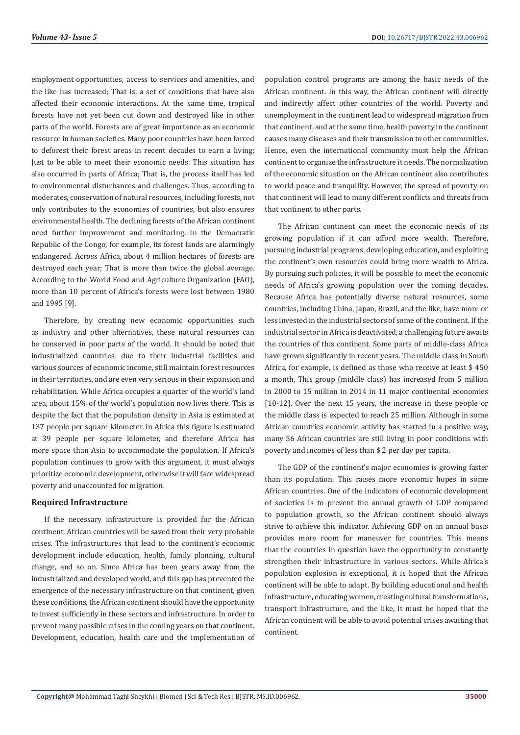employment opportunities, access to services and amenities, and the like has increased; That is, a set of conditions that have also affected their economic interactions. At the same time, tropical forests have not yet been cut down and destroyed like in other parts of the world. Forests are of great importance as an economic resource in human societies. Many poor countries have been forced to deforest their forest areas in recent decades to earn a living; Just to be able to meet their economic needs. This situation has also occurred in parts of Africa; That is, the process itself has led to environmental disturbances and challenges. Thus, according to moderates, conservation of natural resources, including forests, not only contributes to the economies of countries, but also ensures environmental health. The declining forests of the African continent need further improvement and monitoring. In the Democratic Republic of the Congo, for example, its forest lands are alarmingly endangered. Across Africa, about 4 million hectares of forests are destroyed each year; That is more than twice the global average. According to the World Food and Agriculture Organization (FAO), more than 10 percent of Africa's forests were lost between 1980 and 1995 [9].

Therefore, by creating new economic opportunities such as industry and other alternatives, these natural resources can be conserved in poor parts of the world. It should be noted that industrialized countries, due to their industrial facilities and various sources of economic income, still maintain forest resources in their territories, and are even very serious in their expansion and rehabilitation. While Africa occupies a quarter of the world's land area, about 15% of the world's population now lives there. This is despite the fact that the population density in Asia is estimated at 137 people per square kilometer, in Africa this figure is estimated at 39 people per square kilometer, and therefore Africa has more space than Asia to accommodate the population. If Africa's population continues to grow with this argument, it must always prioritize economic development, otherwise it will face widespread poverty and unaccounted for migration.

## Required Infrastructure

If the necessary infrastructure is provided for the African continent, African countries will be saved from their very probable crises. The infrastructures that lead to the continent's economic development include education, health, family planning, cultural change, and so on. Since Africa has been years away from the industrialized and developed world, and this gap has prevented the emergence of the necessary infrastructure on that continent, given these conditions, the African continent should have the opportunity to invest sufficiently in these sectors and infrastructure. In order to prevent many possible crises in the coming years on that continent. Development, education, health care and the implementation of population control programs are among the basic needs of the African continent. In this way, the African continent will directly and indirectly affect other countries of the world. Poverty and unemployment in the continent lead to widespread migration from that continent, and at the same time, health poverty in the continent causes many diseases and their transmission to other communities. Hence, even the international community must help the African continent to organize the infrastructure it needs. The normalization of the economic situation on the African continent also contributes to world peace and tranquility. However, the spread of poverty on that continent will lead to many different conflicts and threats from that continent to other parts.

The African continent can meet the economic needs of its growing population if it can afford more wealth. Therefore, pursuing industrial programs, developing education, and exploiting the continent's own resources could bring more wealth to Africa. By pursuing such policies, it will be possible to meet the economic needs of Africa's growing population over the coming decades. Because Africa has potentially diverse natural resources, some countries, including China, Japan, Brazil, and the like, have more or less invested in the industrial sectors of some of the continent. If the industrial sector in Africa is deactivated, a challenging future awaits the countries of this continent. Some parts of middle-class Africa have grown significantly in recent years. The middle class in South Africa, for example, is defined as those who receive at least $ 450 a month. This group (middle class) has increased from 5 million in 2000 to 15 million in 2014 in 11 major continental economies [10-12]. Over the next 15 years, the increase in these people or the middle class is expected to reach 25 million. Although in some African countries economic activity has started in a positive way, many 56 African countries are still living in poor conditions with poverty and incomes of less than $ 2 per day per capita.

The GDP of the continent's major economies is growing faster than its population. This raises more economic hopes in some African countries. One of the indicators of economic development of societies is to prevent the annual growth of GDP compared to population growth, so the African continent should always strive to achieve this indicator. Achieving GDP on an annual basis provides more room for maneuver for countries. This means that the countries in question have the opportunity to constantly strengthen their infrastructure in various sectors. While Africa's population explosion is exceptional, it is hoped that the African continent will be able to adapt. By building educational and health infrastructure, educating women, creating cultural transformations, transport infrastructure, and the like, it must be hoped that the African continent will be able to avoid potential crises awaiting that continent.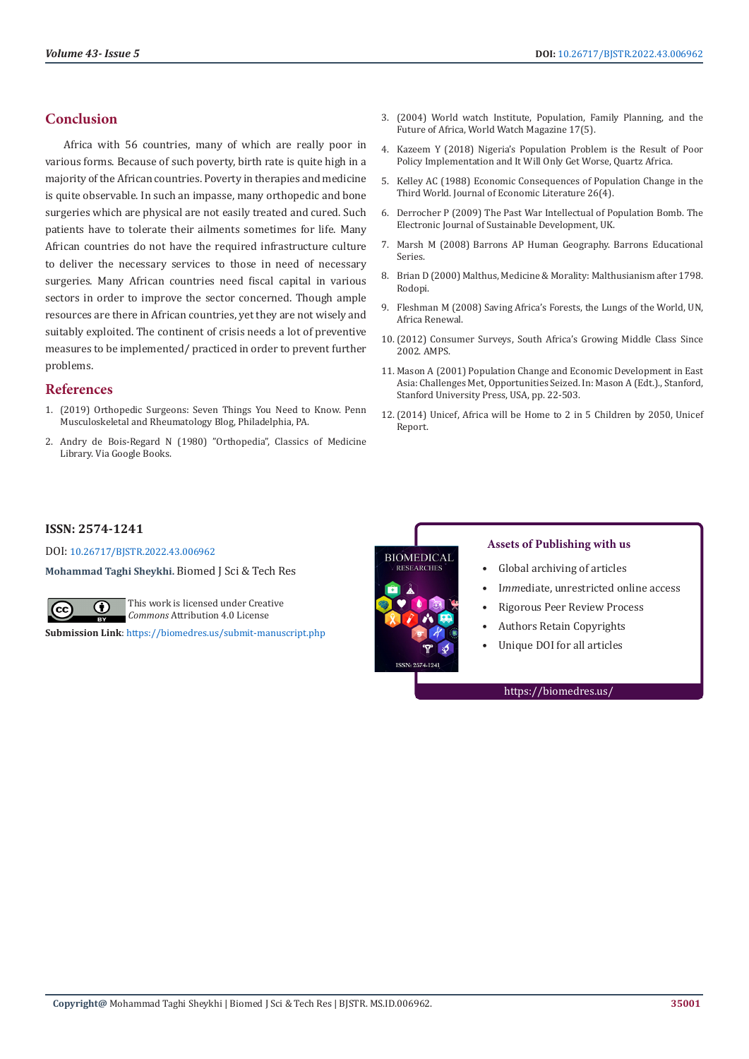## Conclusion

Africa with 56 countries, many of which are really poor in various forms. Because of such poverty, birth rate is quite high in a majority of the African countries. Poverty in therapies and medicine is quite observable. In such an impasse, many orthopedic and bone surgeries which are physical are not easily treated and cured. Such patients have to tolerate their ailments sometimes for life. Many African countries do not have the required infrastructure culture to deliver the necessary services to those in need of necessary surgeries. Many African countries need fiscal capital in various sectors in order to improve the sector concerned. Though ample resources are there in African countries, yet they are not wisely and suitably exploited. The continent of crisis needs a lot of preventive measures to be implemented/ practiced in order to prevent further problems.

## References

1. (2019) Orthopedic Surgeons: Seven Things You Need to Know. Penn Musculoskeletal and Rheumatology Blog, Philadelphia, PA.
2. Andry de Bois-Regard N (1980) "Orthopedia", Classics of Medicine Library. Via Google Books.
3. (2004) World watch Institute, Population, Family Planning, and the Future of Africa, World Watch Magazine 17(5).
4. Kazeem Y (2018) Nigeria's Population Problem is the Result of Poor Policy Implementation and It Will Only Get Worse, Quartz Africa.
5. Kelley AC (1988) Economic Consequences of Population Change in the Third World. Journal of Economic Literature 26(4).
6. Derrocher P (2009) The Past War Intellectual of Population Bomb. The Electronic Journal of Sustainable Development, UK.
7. Marsh M (2008) Barrons AP Human Geography. Barrons Educational Series.
8. Brian D (2000) Malthus, Medicine & Morality: Malthusianism after 1798. Rodopi.
9. Fleshman M (2008) Saving Africa's Forests, the Lungs of the World, UN, Africa Renewal.
10. (2012) Consumer Surveys, South Africa's Growing Middle Class Since 2002. AMPS.
11. Mason A (2001) Population Change and Economic Development in East Asia: Challenges Met, Opportunities Seized. In: Mason A (Edt.), Stanford, Stanford University Press, USA, pp. 22-503.
12. (2014) Unicef, Africa will be Home to 2 in 5 Children by 2050, Unicef Report.

**ISSN: 2574-1241**

DOI: 10.26717/BJSTR.2022.43.006962

**Mohammad Taghi Sheykhi.** Biomed J Sci & Tech Res

This work is licensed under Creative *Commons* Attribution 4.0 License

**Submission Link**: https://biomedres.us/submit-manuscript.php

**Assets of Publishing with us**

- Global archiving of articles
- Immediate, unrestricted online access
- Rigorous Peer Review Process
- Authors Retain Copyrights
- Unique DOI for all articles

https://biomedres.us/